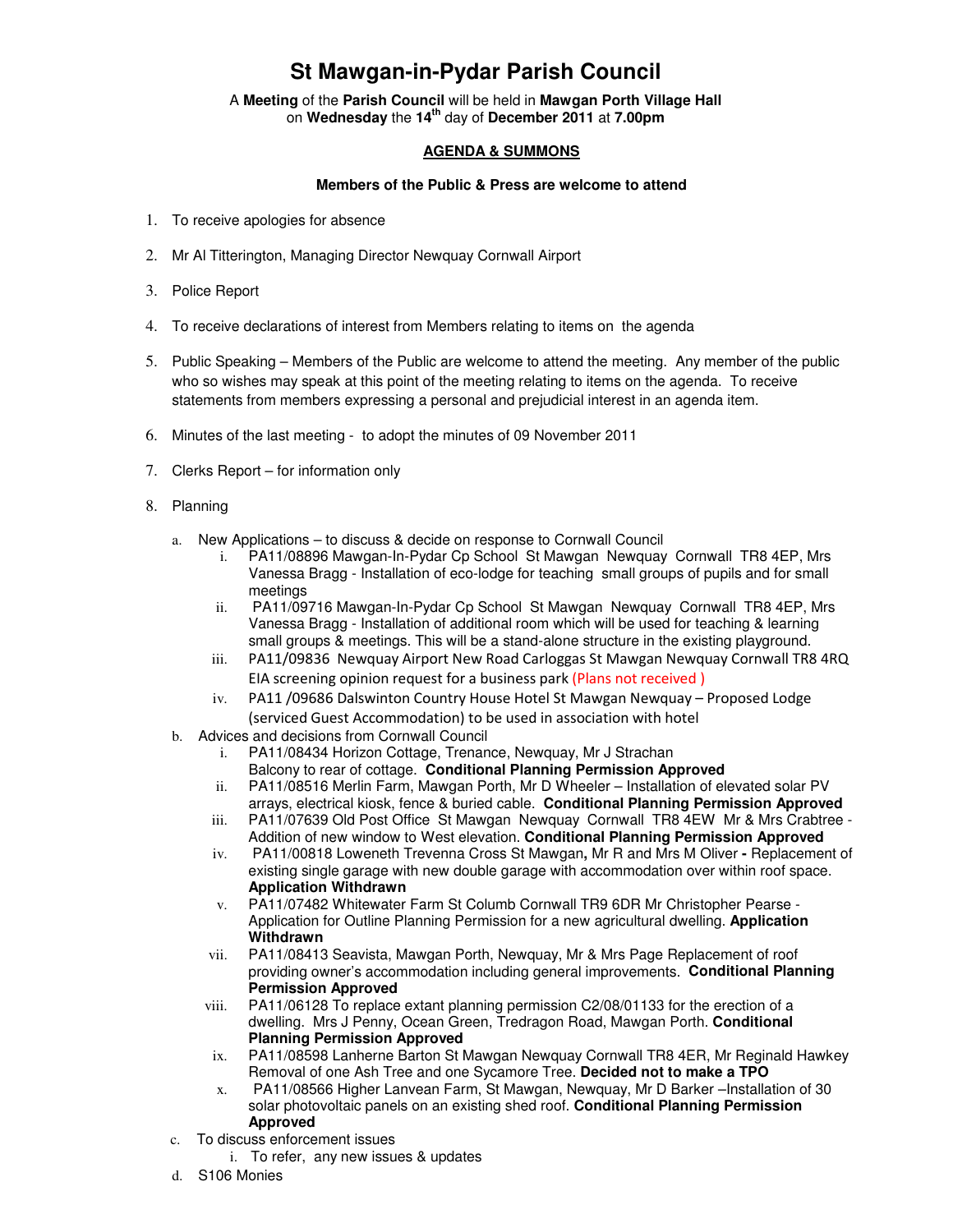# St Mawgan-in-Pydar Parish Council

A **Meeting** of the **Parish Council** will be held in **Mawgan Porth Village Hall** on **Wednesday** the **14th** day of **December 2011** at **7.00pm**

**AGENDA & SUMMONS**

**Members of the Public & Press are welcome to attend**

1. To receive apologies for absence
2. Mr Al Titterington, Managing Director Newquay Cornwall Airport
3. Police Report
4. To receive declarations of interest from Members relating to items on the agenda
5. Public Speaking – Members of the Public are welcome to attend the meeting. Any member of the public who so wishes may speak at this point of the meeting relating to items on the agenda. To receive statements from members expressing a personal and prejudicial interest in an agenda item.
6. Minutes of the last meeting - to adopt the minutes of 09 November 2011
7. Clerks Report – for information only
8. Planning
   a. New Applications – to discuss & decide on response to Cornwall Council
      i. PA11/08896 Mawgan-In-Pydar Cp School St Mawgan Newquay Cornwall TR8 4EP, Mrs Vanessa Bragg - Installation of eco-lodge for teaching small groups of pupils and for small meetings
      ii. PA11/09716 Mawgan-In-Pydar Cp School St Mawgan Newquay Cornwall TR8 4EP, Mrs Vanessa Bragg - Installation of additional room which will be used for teaching & learning small groups & meetings. This will be a stand-alone structure in the existing playground.
      iii. PA11/09836 Newquay Airport New Road Carloggas St Mawgan Newquay Cornwall TR8 4RQ EIA screening opinion request for a business park (Plans not received )
      iv. PA11 /09686 Dalswinton Country House Hotel St Mawgan Newquay – Proposed Lodge (serviced Guest Accommodation) to be used in association with hotel
   b. Advices and decisions from Cornwall Council
      i. PA11/08434 Horizon Cottage, Trenance, Newquay, Mr J Strachan Balcony to rear of cottage. **Conditional Planning Permission Approved**
      ii. PA11/08516 Merlin Farm, Mawgan Porth, Mr D Wheeler – Installation of elevated solar PV arrays, electrical kiosk, fence & buried cable. **Conditional Planning Permission Approved**
      iii. PA11/07639 Old Post Office St Mawgan Newquay Cornwall TR8 4EW Mr & Mrs Crabtree - Addition of new window to West elevation. **Conditional Planning Permission Approved**
      iv. PA11/00818 Loweneth Trevenna Cross St Mawgan**,** Mr R and Mrs M Oliver **-** Replacement of existing single garage with new double garage with accommodation over within roof space. **Application Withdrawn**
      v. PA11/07482 Whitewater Farm St Columb Cornwall TR9 6DR Mr Christopher Pearse - Application for Outline Planning Permission for a new agricultural dwelling. **Application Withdrawn**
      vii. PA11/08413 Seavista, Mawgan Porth, Newquay, Mr & Mrs Page Replacement of roof providing owner's accommodation including general improvements. **Conditional Planning Permission Approved**
      viii. PA11/06128 To replace extant planning permission C2/08/01133 for the erection of a dwelling. Mrs J Penny, Ocean Green, Tredragon Road, Mawgan Porth. **Conditional Planning Permission Approved**
      ix. PA11/08598 Lanherne Barton St Mawgan Newquay Cornwall TR8 4ER, Mr Reginald Hawkey Removal of one Ash Tree and one Sycamore Tree. **Decided not to make a TPO**
      x. PA11/08566 Higher Lanvean Farm, St Mawgan, Newquay, Mr D Barker –Installation of 30 solar photovoltaic panels on an existing shed roof. **Conditional Planning Permission Approved**
   c. To discuss enforcement issues
      i. To refer, any new issues & updates
   d. S106 Monies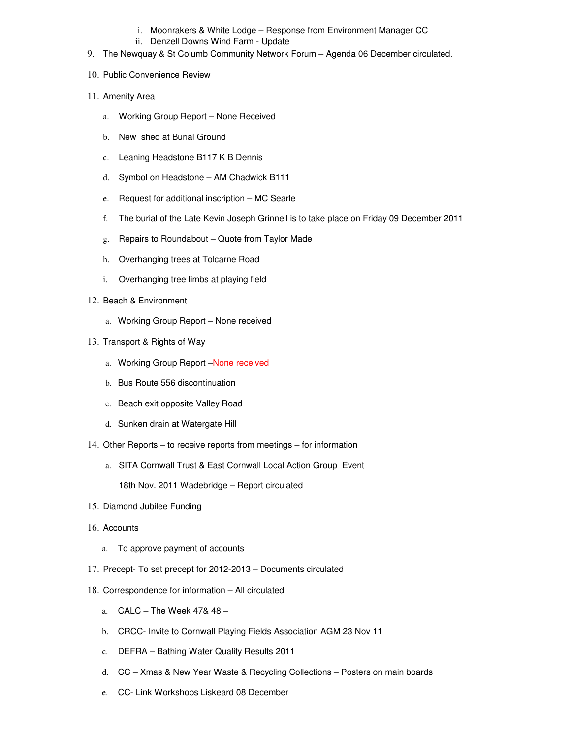i. Moonrakers & White Lodge – Response from Environment Manager CC
   ii. Denzell Downs Wind Farm - Update

9. The Newquay & St Columb Community Network Forum – Agenda 06 December circulated.

10. Public Convenience Review

11. Amenity Area

    a. Working Group Report – None Received

    b. New shed at Burial Ground

    c. Leaning Headstone B117 K B Dennis

    d. Symbol on Headstone – AM Chadwick B111

    e. Request for additional inscription – MC Searle

    f. The burial of the Late Kevin Joseph Grinnell is to take place on Friday 09 December 2011

    g. Repairs to Roundabout – Quote from Taylor Made

    h. Overhanging trees at Tolcarne Road

    i. Overhanging tree limbs at playing field

12. Beach & Environment

    a. Working Group Report – None received

13. Transport & Rights of Way

    a. Working Group Report –None received

    b. Bus Route 556 discontinuation

    c. Beach exit opposite Valley Road

    d. Sunken drain at Watergate Hill

14. Other Reports – to receive reports from meetings – for information

    a. SITA Cornwall Trust & East Cornwall Local Action Group Event

       18th Nov. 2011 Wadebridge – Report circulated

15. Diamond Jubilee Funding

16. Accounts

    a. To approve payment of accounts

17. Precept- To set precept for 2012-2013 – Documents circulated

18. Correspondence for information – All circulated

    a. CALC – The Week 47& 48 –

    b. CRCC- Invite to Cornwall Playing Fields Association AGM 23 Nov 11

    c. DEFRA – Bathing Water Quality Results 2011

    d. CC – Xmas & New Year Waste & Recycling Collections – Posters on main boards

    e. CC- Link Workshops Liskeard 08 December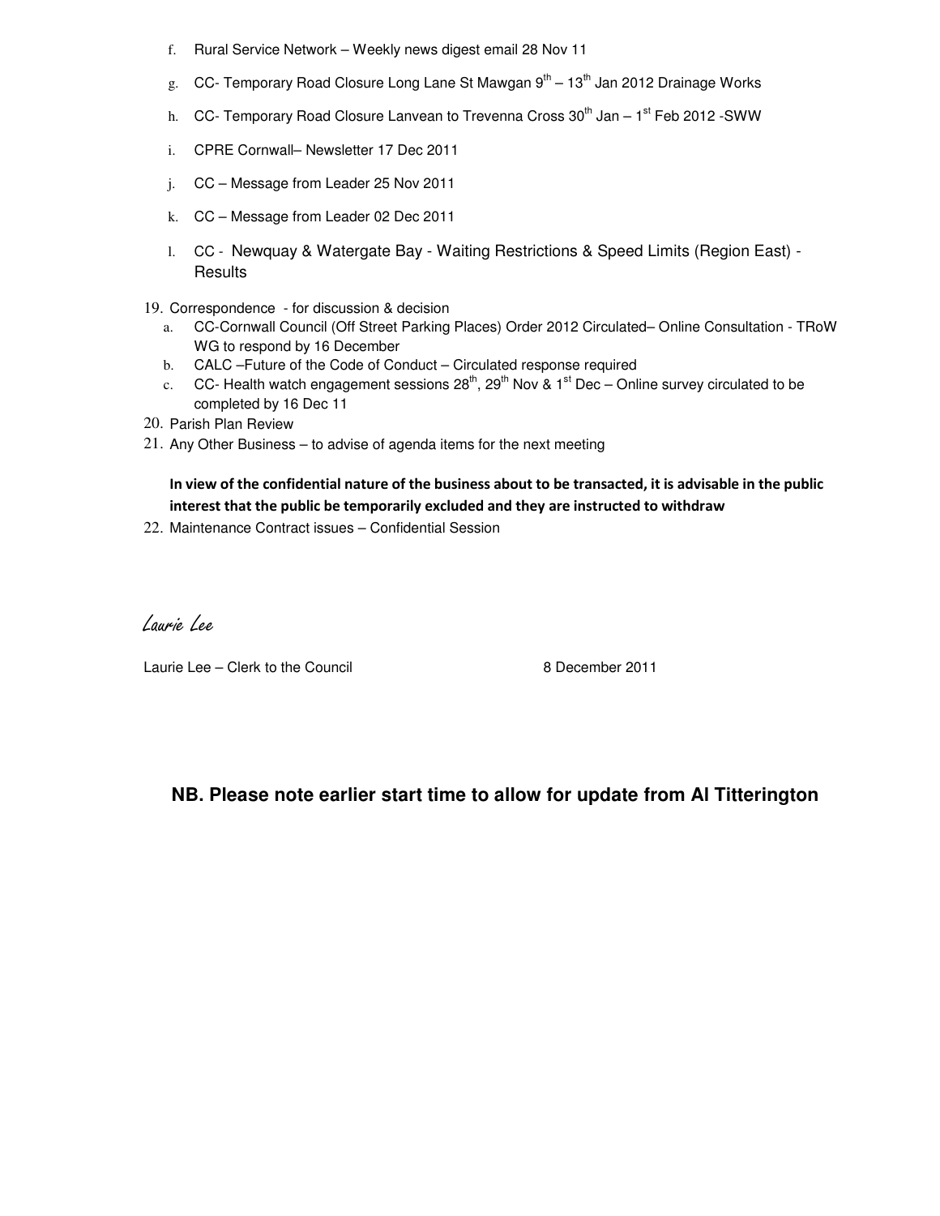f. Rural Service Network – Weekly news digest email 28 Nov 11

g. CC- Temporary Road Closure Long Lane St Mawgan 9th – 13th Jan 2012 Drainage Works

h. CC- Temporary Road Closure Lanvean to Trevenna Cross 30th Jan – 1st Feb 2012 -SWW

i. CPRE Cornwall– Newsletter 17 Dec 2011

j. CC – Message from Leader 25 Nov 2011

k. CC – Message from Leader 02 Dec 2011

l. CC - Newquay & Watergate Bay - Waiting Restrictions & Speed Limits (Region East) - Results

19. Correspondence - for discussion & decision
    a. CC-Cornwall Council (Off Street Parking Places) Order 2012 Circulated– Online Consultation - TRoW WG to respond by 16 December
    b. CALC –Future of the Code of Conduct – Circulated response required
    c. CC- Health watch engagement sessions 28th, 29th Nov & 1st Dec – Online survey circulated to be completed by 16 Dec 11
20. Parish Plan Review
21. Any Other Business – to advise of agenda items for the next meeting

**In view of the confidential nature of the business about to be transacted, it is advisable in the public interest that the public be temporarily excluded and they are instructed to withdraw**

22. Maintenance Contract issues – Confidential Session

*Laurie Lee*

Laurie Lee – Clerk to the Council 8 December 2011

**NB. Please note earlier start time to allow for update from Al Titterington**